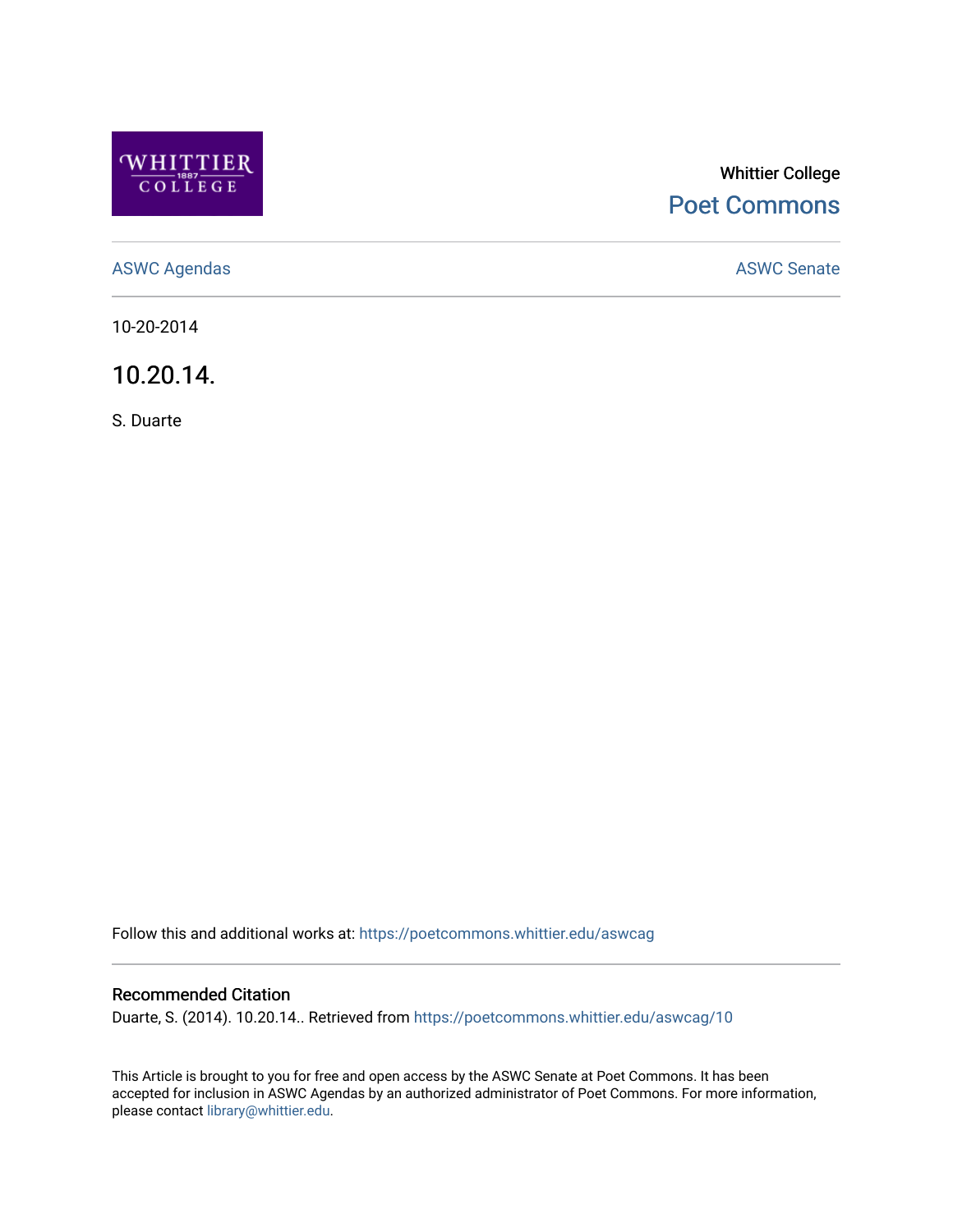Whittier College

Poet Commons

ASWC Agendas

ASWC Senate

10-20-2014

# 10.20.14.

S. Duarte

Follow this and additional works at: https://poetcommons.whittier.edu/aswcag

### Recommended Citation

Duarte, S. (2014). 10.20.14.. Retrieved from https://poetcommons.whittier.edu/aswcag/10

This Article is brought to you for free and open access by the ASWC Senate at Poet Commons. It has been accepted for inclusion in ASWC Agendas by an authorized administrator of Poet Commons. For more information, please contact library@whittier.edu.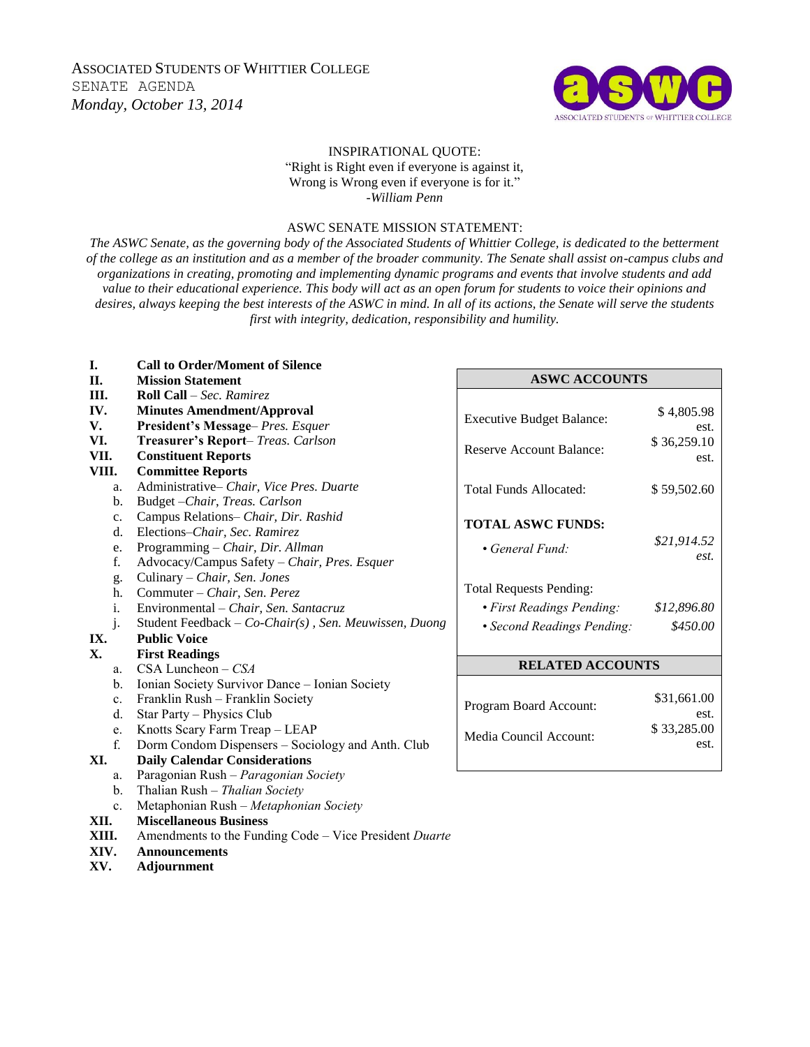ASSOCIATED STUDENTS OF WHITTIER COLLEGE
SENATE AGENDA
*Monday, October 13, 2014*

INSPIRATIONAL QUOTE:
"Right is Right even if everyone is against it,
Wrong is Wrong even if everyone is for it."
-*William Penn*

ASWC SENATE MISSION STATEMENT:
*The ASWC Senate, as the governing body of the Associated Students of Whittier College, is dedicated to the betterment of the college as an institution and as a member of the broader community. The Senate shall assist on-campus clubs and organizations in creating, promoting and implementing dynamic programs and events that involve students and add value to their educational experience. This body will act as an open forum for students to voice their opinions and desires, always keeping the best interests of the ASWC in mind. In all of its actions, the Senate will serve the students first with integrity, dedication, responsibility and humility.*

- **I. Call to Order/Moment of Silence**
- **II. Mission Statement**
- **III. Roll Call** – *Sec. Ramirez*
- **IV. Minutes Amendment/Approval**
- **V. President's Message**– *Pres. Esquer*
- **VI. Treasurer's Report**– *Treas. Carlson*
- **VII. Constituent Reports**
- **VIII. Committee Reports**
  - a. Administrative– *Chair, Vice Pres. Duarte*
  - b. Budget –*Chair, Treas. Carlson*
  - c. Campus Relations– *Chair, Dir. Rashid*
  - d. Elections–*Chair, Sec. Ramirez*
  - e. Programming – *Chair, Dir. Allman*
  - f. Advocacy/Campus Safety – *Chair, Pres. Esquer*
  - g. Culinary – *Chair, Sen. Jones*
  - h. Commuter – *Chair, Sen. Perez*
  - i. Environmental – *Chair, Sen. Santacruz*
  - j. Student Feedback – *Co-Chair(s) , Sen. Meuwissen, Duong*
- **IX. Public Voice**
- **X. First Readings**
  - a. CSA Luncheon – *CSA*
  - b. Ionian Society Survivor Dance – Ionian Society
  - c. Franklin Rush – Franklin Society
  - d. Star Party – Physics Club
  - e. Knotts Scary Farm Treap – LEAP
  - f. Dorm Condom Dispensers – Sociology and Anth. Club
- **XI. Daily Calendar Considerations**
  - a. Paragonian Rush – *Paragonian Society*
  - b. Thalian Rush – *Thalian Society*
  - c. Metaphonian Rush – *Metaphonian Society*
- **XII. Miscellaneous Business**
- **XIII.** Amendments to the Funding Code – Vice President *Duarte*
- **XIV. Announcements**
- **XV. Adjournment**

| **ASWC ACCOUNTS** | |
|---|---|
| Executive Budget Balance: | $ 4,805.98 est. |
| Reserve Account Balance: | $ 36,259.10 est. |
| Total Funds Allocated: | $ 59,502.60 |
| **TOTAL ASWC FUNDS:** | |
| • *General Fund:* | *$21,914.52 est.* |
| Total Requests Pending: | |
| • *First Readings Pending:* | *$12,896.80* |
| • *Second Readings Pending:* | *$450.00* |

| **RELATED ACCOUNTS** | |
|---|---|
| Program Board Account: | $31,661.00 est. |
| Media Council Account: | $ 33,285.00 est. |